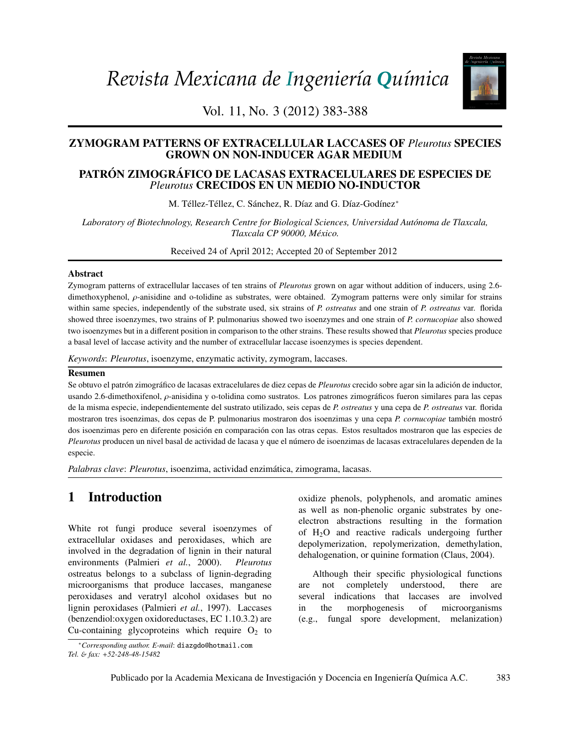# ZYMOGRAM PATTERNS OF EXTRACELLULAR LACCASES OF *Pleurotus* SPECIES GROWN ON NON-INDUCER AGAR MEDIUM

# PATRÓN ZIMOGRÁFICO DE LACASAS EXTRACELULARES DE ESPECIES DE *Pleurotus* CRECIDOS EN UN MEDIO NO-INDUCTOR

M. Téllez-Téllez, C. Sánchez, R. Díaz and G. Díaz-Godínez*

*Laboratory of Biotechnology, Research Centre for Biological Sciences, Universidad Autónoma de Tlaxcala, Tlaxcala CP 90000, México.*

Received 24 of April 2012; Accepted 20 of September 2012

### Abstract

Zymogram patterns of extracellular laccases of ten strains of *Pleurotus* grown on agar without addition of inducers, using 2.6-dimethoxyphenol, ρ-anisidine and o-tolidine as substrates, were obtained. Zymogram patterns were only similar for strains within same species, independently of the substrate used, six strains of *P. ostreatus* and one strain of *P. ostreatus* var. florida showed three isoenzymes, two strains of P. pulmonarius showed two isoenzymes and one strain of *P. cornucopiae* also showed two isoenzymes but in a different position in comparison to the other strains. These results showed that *Pleurotus* species produce a basal level of laccase activity and the number of extracellular laccase isoenzymes is species dependent.

*Keywords*: *Pleurotus*, isoenzyme, enzymatic activity, zymogram, laccases.

### Resumen

Se obtuvo el patrón zimográfico de lacasas extracelulares de diez cepas de *Pleurotus* crecido sobre agar sin la adición de inductor, usando 2.6-dimethoxifenol, ρ-anisidina y o-tolidina como sustratos. Los patrones zimográficos fueron similares para las cepas de la misma especie, independientemente del sustrato utilizado, seis cepas de *P. ostreatus* y una cepa de *P. ostreatus* var. florida mostraron tres isoenzimas, dos cepas de P. pulmonarius mostraron dos isoenzimas y una cepa *P. cornucopiae* también mostró dos isoenzimas pero en diferente posición en comparación con las otras cepas. Estos resultados mostraron que las especies de *Pleurotus* producen un nivel basal de actividad de lacasa y que el número de isoenzimas de lacasas extracelulares dependen de la especie.

*Palabras clave*: *Pleurotus*, isoenzima, actividad enzimática, zimograma, lacasas.

## 1 Introduction

White rot fungi produce several isoenzymes of extracellular oxidases and peroxidases, which are involved in the degradation of lignin in their natural environments (Palmieri *et al.*, 2000). *Pleurotus* ostreatus belongs to a subclass of lignin-degrading microorganisms that produce laccases, manganese peroxidases and veratryl alcohol oxidases but no lignin peroxidases (Palmieri *et al.*, 1997). Laccases (benzendiol:oxygen oxidoreductases, EC 1.10.3.2) are Cu-containing glycoproteins which require $O_2$ to oxidize phenols, polyphenols, and aromatic amines as well as non-phenolic organic substrates by one-electron abstractions resulting in the formation of $H_2O$ and reactive radicals undergoing further depolymerization, repolymerization, demethylation, dehalogenation, or quinine formation (Claus, 2004).

Although their specific physiological functions are not completely understood, there are several indications that laccases are involved in the morphogenesis of microorganisms (e.g., fungal spore development, melanization)

*Corresponding author. E-mail: diazgdo@hotmail.com
Tel. & fax: +52-248-48-15482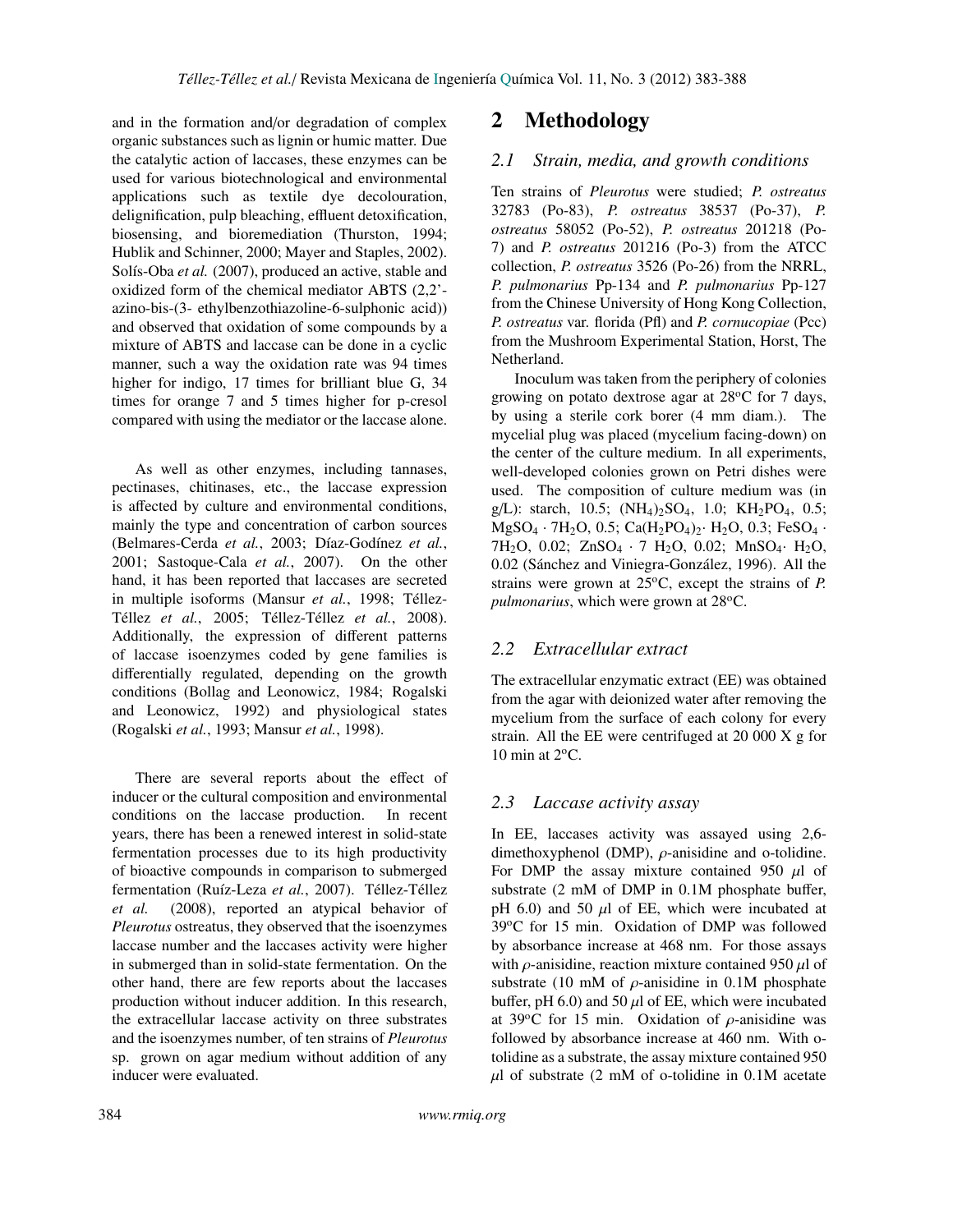and in the formation and/or degradation of complex organic substances such as lignin or humic matter. Due the catalytic action of laccases, these enzymes can be used for various biotechnological and environmental applications such as textile dye decolouration, delignification, pulp bleaching, effluent detoxification, biosensing, and bioremediation (Thurston, 1994; Hublik and Schinner, 2000; Mayer and Staples, 2002). Solís-Oba *et al.* (2007), produced an active, stable and oxidized form of the chemical mediator ABTS (2,2'-azino-bis-(3- ethylbenzothiazoline-6-sulphonic acid)) and observed that oxidation of some compounds by a mixture of ABTS and laccase can be done in a cyclic manner, such a way the oxidation rate was 94 times higher for indigo, 17 times for brilliant blue G, 34 times for orange 7 and 5 times higher for p-cresol compared with using the mediator or the laccase alone.

As well as other enzymes, including tannases, pectinases, chitinases, etc., the laccase expression is affected by culture and environmental conditions, mainly the type and concentration of carbon sources (Belmares-Cerda *et al.*, 2003; Díaz-Godínez *et al.*, 2001; Sastoque-Cala *et al.*, 2007). On the other hand, it has been reported that laccases are secreted in multiple isoforms (Mansur *et al.*, 1998; Téllez-Téllez *et al.*, 2005; Téllez-Téllez *et al.*, 2008). Additionally, the expression of different patterns of laccase isoenzymes coded by gene families is differentially regulated, depending on the growth conditions (Bollag and Leonowicz, 1984; Rogalski and Leonowicz, 1992) and physiological states (Rogalski *et al.*, 1993; Mansur *et al.*, 1998).

There are several reports about the effect of inducer or the cultural composition and environmental conditions on the laccase production. In recent years, there has been a renewed interest in solid-state fermentation processes due to its high productivity of bioactive compounds in comparison to submerged fermentation (Ruíz-Leza *et al.*, 2007). Téllez-Téllez *et al.* (2008), reported an atypical behavior of *Pleurotus* ostreatus, they observed that the isoenzymes laccase number and the laccases activity were higher in submerged than in solid-state fermentation. On the other hand, there are few reports about the laccases production without inducer addition. In this research, the extracellular laccase activity on three substrates and the isoenzymes number, of ten strains of *Pleurotus* sp. grown on agar medium without addition of any inducer were evaluated.

# 2 Methodology

## 2.1 Strain, media, and growth conditions

Ten strains of *Pleurotus* were studied; *P. ostreatus* 32783 (Po-83), *P. ostreatus* 38537 (Po-37), *P. ostreatus* 58052 (Po-52), *P. ostreatus* 201218 (Po-7) and *P. ostreatus* 201216 (Po-3) from the ATCC collection, *P. ostreatus* 3526 (Po-26) from the NRRL, *P. pulmonarius* Pp-134 and *P. pulmonarius* Pp-127 from the Chinese University of Hong Kong Collection, *P. ostreatus* var. florida (Pfl) and *P. cornucopiae* (Pcc) from the Mushroom Experimental Station, Horst, The Netherland.

Inoculum was taken from the periphery of colonies growing on potato dextrose agar at 28°C for 7 days, by using a sterile cork borer (4 mm diam.). The mycelial plug was placed (mycelium facing-down) on the center of the culture medium. In all experiments, well-developed colonies grown on Petri dishes were used. The composition of culture medium was (in g/L): starch, 10.5; $(NH_4)_2SO_4$, 1.0; $KH_2PO_4$, 0.5; $MgSO_4 \cdot 7H_2O$, 0.5; $Ca(H_2PO_4)_2 \cdot H_2O$, 0.3; $FeSO_4 \cdot 7H_2O$, 0.02; $ZnSO_4 \cdot 7H_2O$, 0.02; $MnSO_4 \cdot H_2O$, 0.02 (Sánchez and Viniegra-González, 1996). All the strains were grown at 25°C, except the strains of *P. pulmonarius*, which were grown at 28°C.

## 2.2 Extracellular extract

The extracellular enzymatic extract (EE) was obtained from the agar with deionized water after removing the mycelium from the surface of each colony for every strain. All the EE were centrifuged at 20 000 X g for 10 min at 2°C.

## 2.3 Laccase activity assay

In EE, laccases activity was assayed using 2,6-dimethoxyphenol (DMP), $\rho$-anisidine and o-tolidine. For DMP the assay mixture contained 950 $\mu$l of substrate (2 mM of DMP in 0.1M phosphate buffer, pH 6.0) and 50 $\mu$l of EE, which were incubated at 39°C for 15 min. Oxidation of DMP was followed by absorbance increase at 468 nm. For those assays with $\rho$-anisidine, reaction mixture contained 950 $\mu$l of substrate (10 mM of $\rho$-anisidine in 0.1M phosphate buffer, pH 6.0) and 50 $\mu$l of EE, which were incubated at 39°C for 15 min. Oxidation of $\rho$-anisidine was followed by absorbance increase at 460 nm. With o-tolidine as a substrate, the assay mixture contained 950 $\mu$l of substrate (2 mM of o-tolidine in 0.1M acetate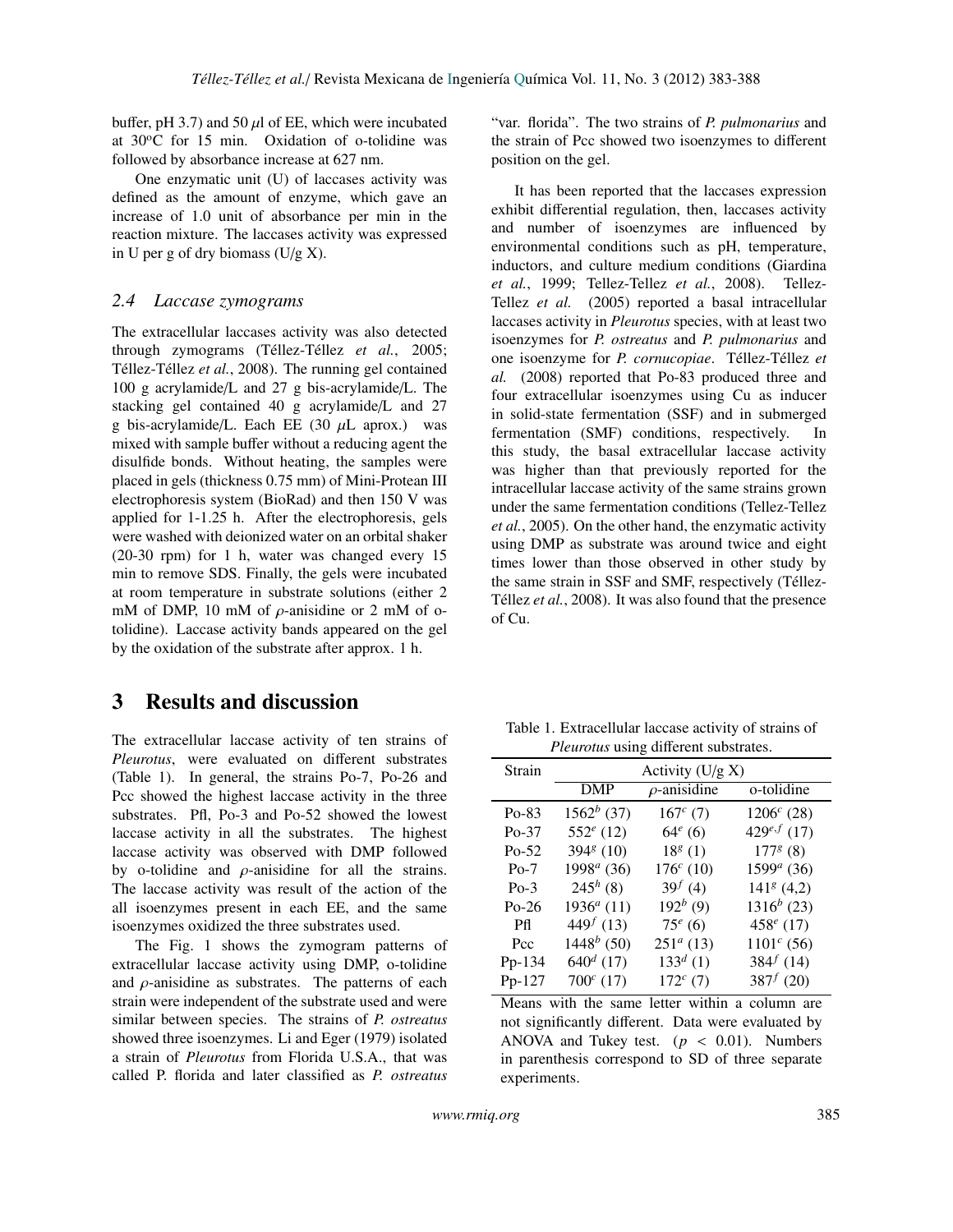buffer, pH 3.7) and 50 $\mu$l of EE, which were incubated at 30°C for 15 min. Oxidation of o-tolidine was followed by absorbance increase at 627 nm.

One enzymatic unit (U) of laccases activity was defined as the amount of enzyme, which gave an increase of 1.0 unit of absorbance per min in the reaction mixture. The laccases activity was expressed in U per g of dry biomass (U/g X).

### 2.4 Laccase zymograms

The extracellular laccases activity was also detected through zymograms (Téllez-Téllez *et al.*, 2005; Téllez-Téllez *et al.*, 2008). The running gel contained 100 g acrylamide/L and 27 g bis-acrylamide/L. The stacking gel contained 40 g acrylamide/L and 27 g bis-acrylamide/L. Each EE (30 $\mu$L aprox.) was mixed with sample buffer without a reducing agent the disulfide bonds. Without heating, the samples were placed in gels (thickness 0.75 mm) of Mini-Protean III electrophoresis system (BioRad) and then 150 V was applied for 1-1.25 h. After the electrophoresis, gels were washed with deionized water on an orbital shaker (20-30 rpm) for 1 h, water was changed every 15 min to remove SDS. Finally, the gels were incubated at room temperature in substrate solutions (either 2 mM of DMP, 10 mM of $\rho$-anisidine or 2 mM of o-tolidine). Laccase activity bands appeared on the gel by the oxidation of the substrate after approx. 1 h.

## 3 Results and discussion

The extracellular laccase activity of ten strains of *Pleurotus*, were evaluated on different substrates (Table 1). In general, the strains Po-7, Po-26 and Pcc showed the highest laccase activity in the three substrates. Pfl, Po-3 and Po-52 showed the lowest laccase activity in all the substrates. The highest laccase activity was observed with DMP followed by o-tolidine and $\rho$-anisidine for all the strains. The laccase activity was result of the action of the all isoenzymes present in each EE, and the same isoenzymes oxidized the three substrates used.

The Fig. 1 shows the zymogram patterns of extracellular laccase activity using DMP, o-tolidine and $\rho$-anisidine as substrates. The patterns of each strain were independent of the substrate used and were similar between species. The strains of *P. ostreatus* showed three isoenzymes. Li and Eger (1979) isolated a strain of *Pleurotus* from Florida U.S.A., that was called P. florida and later classified as *P. ostreatus* "var. florida". The two strains of *P. pulmonarius* and the strain of Pcc showed two isoenzymes to different position on the gel.

It has been reported that the laccases expression exhibit differential regulation, then, laccases activity and number of isoenzymes are influenced by environmental conditions such as pH, temperature, inductors, and culture medium conditions (Giardina *et al.*, 1999; Tellez-Tellez *et al.*, 2008). Tellez-Tellez *et al.* (2005) reported a basal intracellular laccases activity in *Pleurotus* species, with at least two isoenzymes for *P. ostreatus* and *P. pulmonarius* and one isoenzyme for *P. cornucopiae*. Téllez-Téllez *et al.* (2008) reported that Po-83 produced three and four extracellular isoenzymes using Cu as inducer in solid-state fermentation (SSF) and in submerged fermentation (SMF) conditions, respectively. In this study, the basal extracellular laccase activity was higher than that previously reported for the intracellular laccase activity of the same strains grown under the same fermentation conditions (Tellez-Tellez *et al.*, 2005). On the other hand, the enzymatic activity using DMP as substrate was around twice and eight times lower than those observed in other study by the same strain in SSF and SMF, respectively (Téllez-Téllez *et al.*, 2008). It was also found that the presence of Cu.

Table 1. Extracellular laccase activity of strains of *Pleurotus* using different substrates.

| Strain | Activity (U/g X) | | |
|---|---|---|---|
| | DMP | $\rho$-anisidine | o-tolidine |
| Po-83 | $1562^b$ (37) | $167^c$ (7) | $1206^c$ (28) |
| Po-37 | $552^e$ (12) | $64^e$ (6) | $429^{e,f}$ (17) |
| Po-52 | $394^g$ (10) | $18^g$ (1) | $177^g$ (8) |
| Po-7 | $1998^a$ (36) | $176^c$ (10) | $1599^a$ (36) |
| Po-3 | $245^h$ (8) | $39^f$ (4) | $141^g$ (4,2) |
| Po-26 | $1936^a$ (11) | $192^b$ (9) | $1316^b$ (23) |
| Pfl | $449^f$ (13) | $75^e$ (6) | $458^e$ (17) |
| Pcc | $1448^b$ (50) | $251^a$ (13) | $1101^c$ (56) |
| Pp-134 | $640^d$ (17) | $133^d$ (1) | $384^f$ (14) |
| Pp-127 | $700^c$ (17) | $172^c$ (7) | $387^f$ (20) |

Means with the same letter within a column are not significantly different. Data were evaluated by ANOVA and Tukey test. ($p < 0.01$). Numbers in parenthesis correspond to SD of three separate experiments.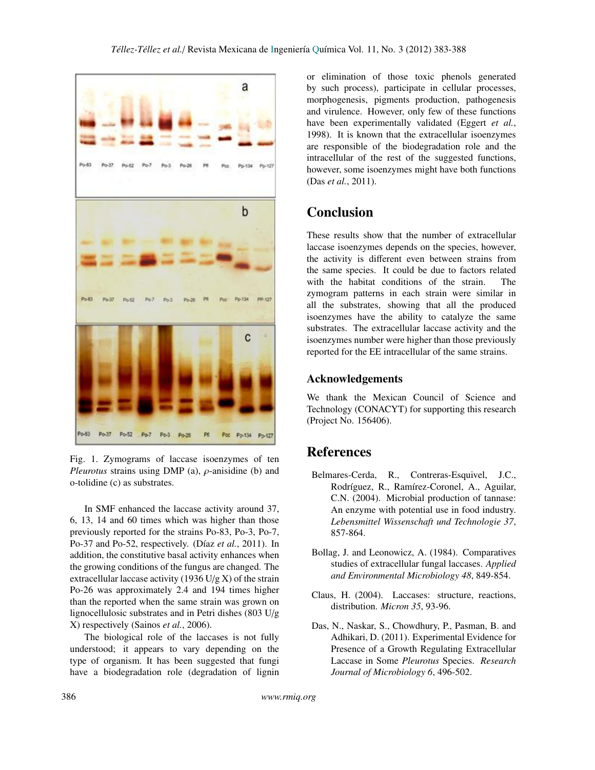Fig. 1. Zymograms of laccase isoenzymes of ten *Pleurotus* strains using DMP (a), $\rho$-anisidine (b) and o-tolidine (c) as substrates.

In SMF enhanced the laccase activity around 37, 6, 13, 14 and 60 times which was higher than those previously reported for the strains Po-83, Po-3, Po-7, Po-37 and Po-52, respectively. (Díaz *et al.*, 2011). In addition, the constitutive basal activity enhances when the growing conditions of the fungus are changed. The extracellular laccase activity (1936 U/g X) of the strain Po-26 was approximately 2.4 and 194 times higher than the reported when the same strain was grown on lignocellulosic substrates and in Petri dishes (803 U/g X) respectively (Sainos *et al.*, 2006).

The biological role of the laccases is not fully understood; it appears to vary depending on the type of organism. It has been suggested that fungi have a biodegradation role (degradation of lignin or elimination of those toxic phenols generated by such process), participate in cellular processes, morphogenesis, pigments production, pathogenesis and virulence. However, only few of these functions have been experimentally validated (Eggert *et al.*, 1998). It is known that the extracellular isoenzymes are responsible of the biodegradation role and the intracellular of the rest of the suggested functions, however, some isoenzymes might have both functions (Das *et al.*, 2011).

## Conclusion

These results show that the number of extracellular laccase isoenzymes depends on the species, however, the activity is different even between strains from the same species. It could be due to factors related with the habitat conditions of the strain. The zymogram patterns in each strain were similar in all the substrates, showing that all the produced isoenzymes have the ability to catalyze the same substrates. The extracellular laccase activity and the isoenzymes number were higher than those previously reported for the EE intracellular of the same strains.

### Acknowledgements

We thank the Mexican Council of Science and Technology (CONACYT) for supporting this research (Project No. 156406).

## References

Belmares-Cerda, R., Contreras-Esquivel, J.C., Rodríguez, R., Ramírez-Coronel, A., Aguilar, C.N. (2004). Microbial production of tannase: An enzyme with potential use in food industry. *Lebensmittel Wissenschaft und Technologie 37*, 857-864.

Bollag, J. and Leonowicz, A. (1984). Comparatives studies of extracellular fungal laccases. *Applied and Environmental Microbiology 48*, 849-854.

Claus, H. (2004). Laccases: structure, reactions, distribution. *Micron 35*, 93-96.

Das, N., Naskar, S., Chowdhury, P., Pasman, B. and Adhikari, D. (2011). Experimental Evidence for Presence of a Growth Regulating Extracellular Laccase in Some *Pleurotus* Species. *Research Journal of Microbiology 6*, 496-502.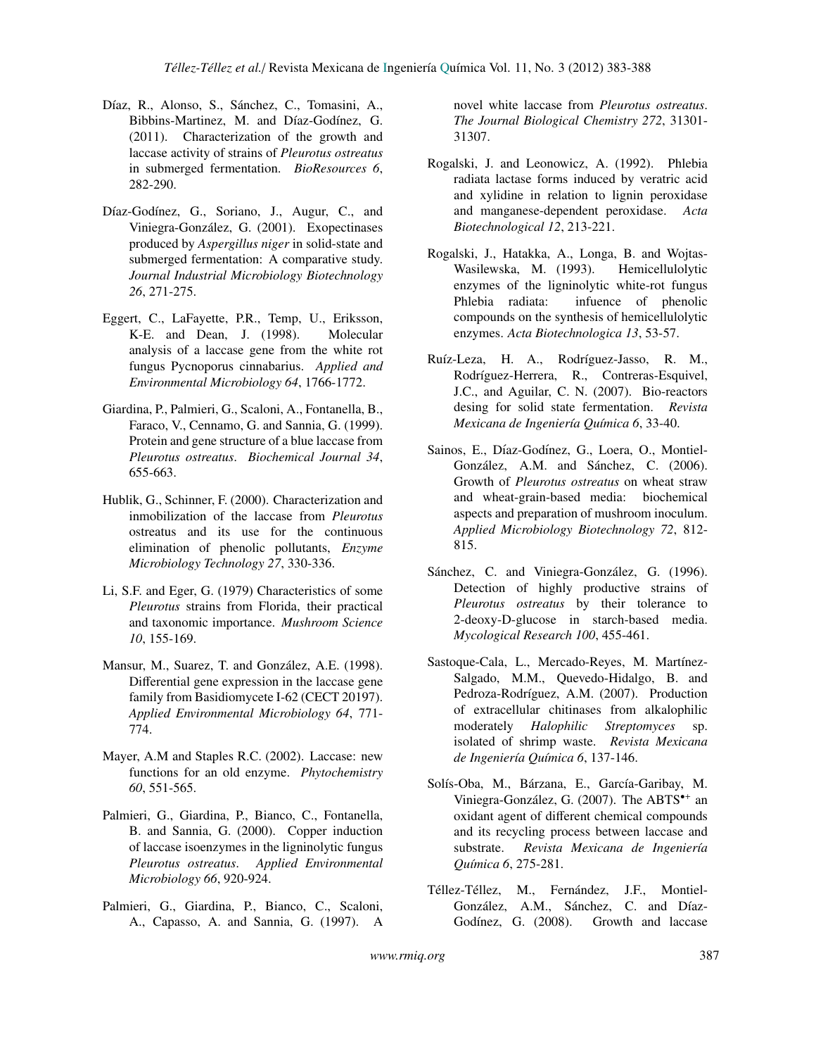Díaz, R., Alonso, S., Sánchez, C., Tomasini, A., Bibbins-Martinez, M. and Díaz-Godínez, G. (2011). Characterization of the growth and laccase activity of strains of *Pleurotus ostreatus* in submerged fermentation. *BioResources 6*, 282-290.

Díaz-Godínez, G., Soriano, J., Augur, C., and Viniegra-González, G. (2001). Exopectinases produced by *Aspergillus niger* in solid-state and submerged fermentation: A comparative study. *Journal Industrial Microbiology Biotechnology 26*, 271-275.

Eggert, C., LaFayette, P.R., Temp, U., Eriksson, K-E. and Dean, J. (1998). Molecular analysis of a laccase gene from the white rot fungus Pycnoporus cinnabarius. *Applied and Environmental Microbiology 64*, 1766-1772.

Giardina, P., Palmieri, G., Scaloni, A., Fontanella, B., Faraco, V., Cennamo, G. and Sannia, G. (1999). Protein and gene structure of a blue laccase from *Pleurotus ostreatus*. *Biochemical Journal 34*, 655-663.

Hublik, G., Schinner, F. (2000). Characterization and inmobilization of the laccase from *Pleurotus* ostreatus and its use for the continuous elimination of phenolic pollutants, *Enzyme Microbiology Technology 27*, 330-336.

Li, S.F. and Eger, G. (1979) Characteristics of some *Pleurotus* strains from Florida, their practical and taxonomic importance. *Mushroom Science 10*, 155-169.

Mansur, M., Suarez, T. and González, A.E. (1998). Differential gene expression in the laccase gene family from Basidiomycete I-62 (CECT 20197). *Applied Environmental Microbiology 64*, 771-774.

Mayer, A.M and Staples R.C. (2002). Laccase: new functions for an old enzyme. *Phytochemistry 60*, 551-565.

Palmieri, G., Giardina, P., Bianco, C., Fontanella, B. and Sannia, G. (2000). Copper induction of laccase isoenzymes in the ligninolytic fungus *Pleurotus ostreatus*. *Applied Environmental Microbiology 66*, 920-924.

Palmieri, G., Giardina, P., Bianco, C., Scaloni, A., Capasso, A. and Sannia, G. (1997). A novel white laccase from *Pleurotus ostreatus*. *The Journal Biological Chemistry 272*, 31301-31307.

Rogalski, J. and Leonowicz, A. (1992). Phlebia radiata lactase forms induced by veratric acid and xylidine in relation to lignin peroxidase and manganese-dependent peroxidase. *Acta Biotechnological 12*, 213-221.

Rogalski, J., Hatakka, A., Longa, B. and Wojtas-Wasilewska, M. (1993). Hemicellulolytic enzymes of the ligninolytic white-rot fungus Phlebia radiata: infuence of phenolic compounds on the synthesis of hemicellulolytic enzymes. *Acta Biotechnologica 13*, 53-57.

Ruíz-Leza, H. A., Rodríguez-Jasso, R. M., Rodríguez-Herrera, R., Contreras-Esquivel, J.C., and Aguilar, C. N. (2007). Bio-reactors desing for solid state fermentation. *Revista Mexicana de Ingeniería Química 6*, 33-40.

Sainos, E., Díaz-Godínez, G., Loera, O., Montiel-González, A.M. and Sánchez, C. (2006). Growth of *Pleurotus ostreatus* on wheat straw and wheat-grain-based media: biochemical aspects and preparation of mushroom inoculum. *Applied Microbiology Biotechnology 72*, 812-815.

Sánchez, C. and Viniegra-González, G. (1996). Detection of highly productive strains of *Pleurotus ostreatus* by their tolerance to 2-deoxy-D-glucose in starch-based media. *Mycological Research 100*, 455-461.

Sastoque-Cala, L., Mercado-Reyes, M. Martínez-Salgado, M.M., Quevedo-Hidalgo, B. and Pedroza-Rodríguez, A.M. (2007). Production of extracellular chitinases from alkalophilic moderately *Halophilic Streptomyces* sp. isolated of shrimp waste. *Revista Mexicana de Ingeniería Química 6*, 137-146.

Solís-Oba, M., Bárzana, E., García-Garibay, M. Viniegra-González, G. (2007). The ABTS$^{\bullet+}$ an oxidant agent of different chemical compounds and its recycling process between laccase and substrate. *Revista Mexicana de Ingeniería Química 6*, 275-281.

Téllez-Téllez, M., Fernández, J.F., Montiel-González, A.M., Sánchez, C. and Díaz-Godínez, G. (2008). Growth and laccase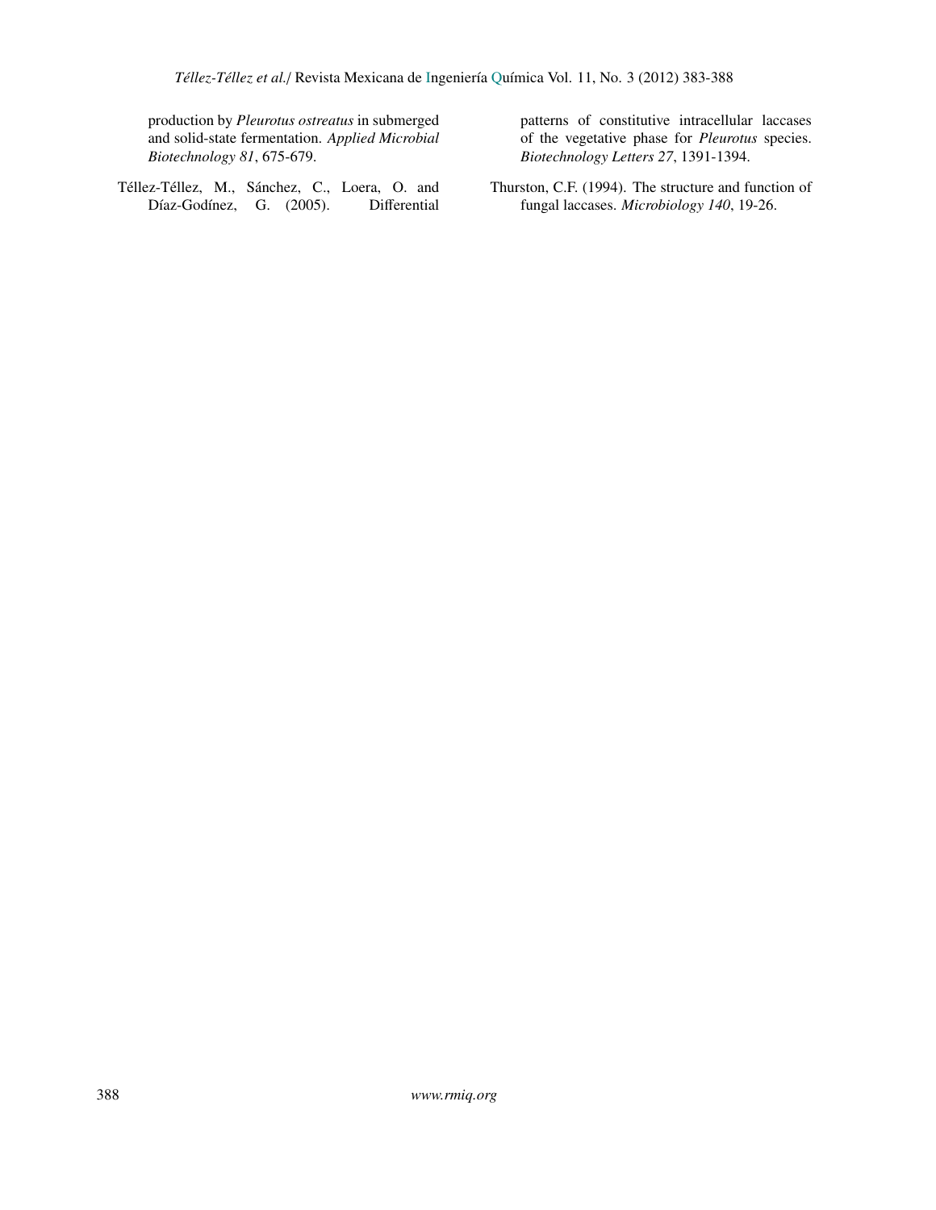production by *Pleurotus ostreatus* in submerged and solid-state fermentation. *Applied Microbial Biotechnology 81*, 675-679.

Téllez-Téllez, M., Sánchez, C., Loera, O. and Díaz-Godínez, G. (2005). Differential patterns of constitutive intracellular laccases of the vegetative phase for *Pleurotus* species. *Biotechnology Letters 27*, 1391-1394.

Thurston, C.F. (1994). The structure and function of fungal laccases. *Microbiology 140*, 19-26.